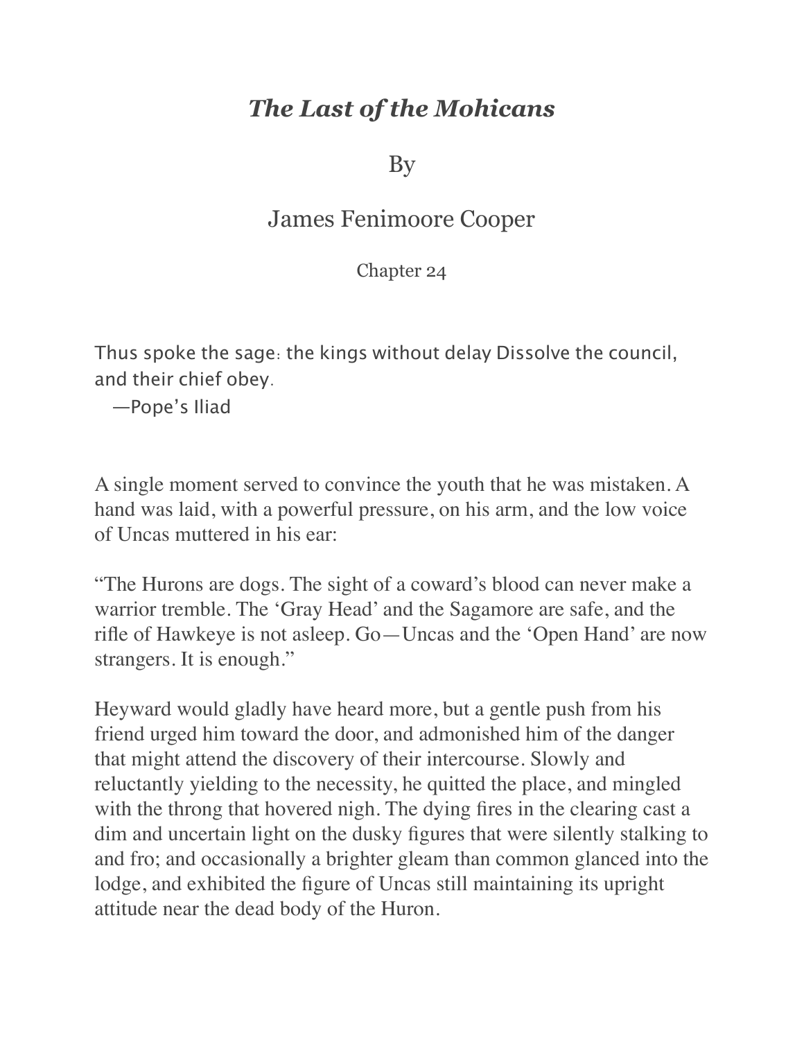# *The Last of the Mohicans*

By

James Fenimoore Cooper

Chapter 24

Thus spoke the sage: the kings without delay Dissolve the council, and their chief obey.
—Pope's Iliad

A single moment served to convince the youth that he was mistaken. A hand was laid, with a powerful pressure, on his arm, and the low voice of Uncas muttered in his ear:

"The Hurons are dogs. The sight of a coward's blood can never make a warrior tremble. The 'Gray Head' and the Sagamore are safe, and the rifle of Hawkeye is not asleep. Go—Uncas and the 'Open Hand' are now strangers. It is enough."

Heyward would gladly have heard more, but a gentle push from his friend urged him toward the door, and admonished him of the danger that might attend the discovery of their intercourse. Slowly and reluctantly yielding to the necessity, he quitted the place, and mingled with the throng that hovered nigh. The dying fires in the clearing cast a dim and uncertain light on the dusky figures that were silently stalking to and fro; and occasionally a brighter gleam than common glanced into the lodge, and exhibited the figure of Uncas still maintaining its upright attitude near the dead body of the Huron.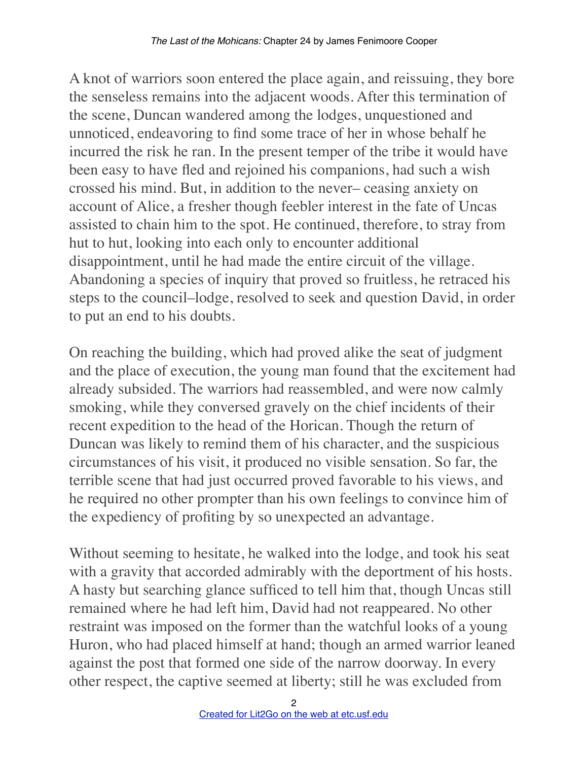A knot of warriors soon entered the place again, and reissuing, they bore the senseless remains into the adjacent woods. After this termination of the scene, Duncan wandered among the lodges, unquestioned and unnoticed, endeavoring to find some trace of her in whose behalf he incurred the risk he ran. In the present temper of the tribe it would have been easy to have fled and rejoined his companions, had such a wish crossed his mind. But, in addition to the never– ceasing anxiety on account of Alice, a fresher though feebler interest in the fate of Uncas assisted to chain him to the spot. He continued, therefore, to stray from hut to hut, looking into each only to encounter additional disappointment, until he had made the entire circuit of the village. Abandoning a species of inquiry that proved so fruitless, he retraced his steps to the council–lodge, resolved to seek and question David, in order to put an end to his doubts.

On reaching the building, which had proved alike the seat of judgment and the place of execution, the young man found that the excitement had already subsided. The warriors had reassembled, and were now calmly smoking, while they conversed gravely on the chief incidents of their recent expedition to the head of the Horican. Though the return of Duncan was likely to remind them of his character, and the suspicious circumstances of his visit, it produced no visible sensation. So far, the terrible scene that had just occurred proved favorable to his views, and he required no other prompter than his own feelings to convince him of the expediency of profiting by so unexpected an advantage.

Without seeming to hesitate, he walked into the lodge, and took his seat with a gravity that accorded admirably with the deportment of his hosts. A hasty but searching glance sufficed to tell him that, though Uncas still remained where he had left him, David had not reappeared. No other restraint was imposed on the former than the watchful looks of a young Huron, who had placed himself at hand; though an armed warrior leaned against the post that formed one side of the narrow doorway. In every other respect, the captive seemed at liberty; still he was excluded from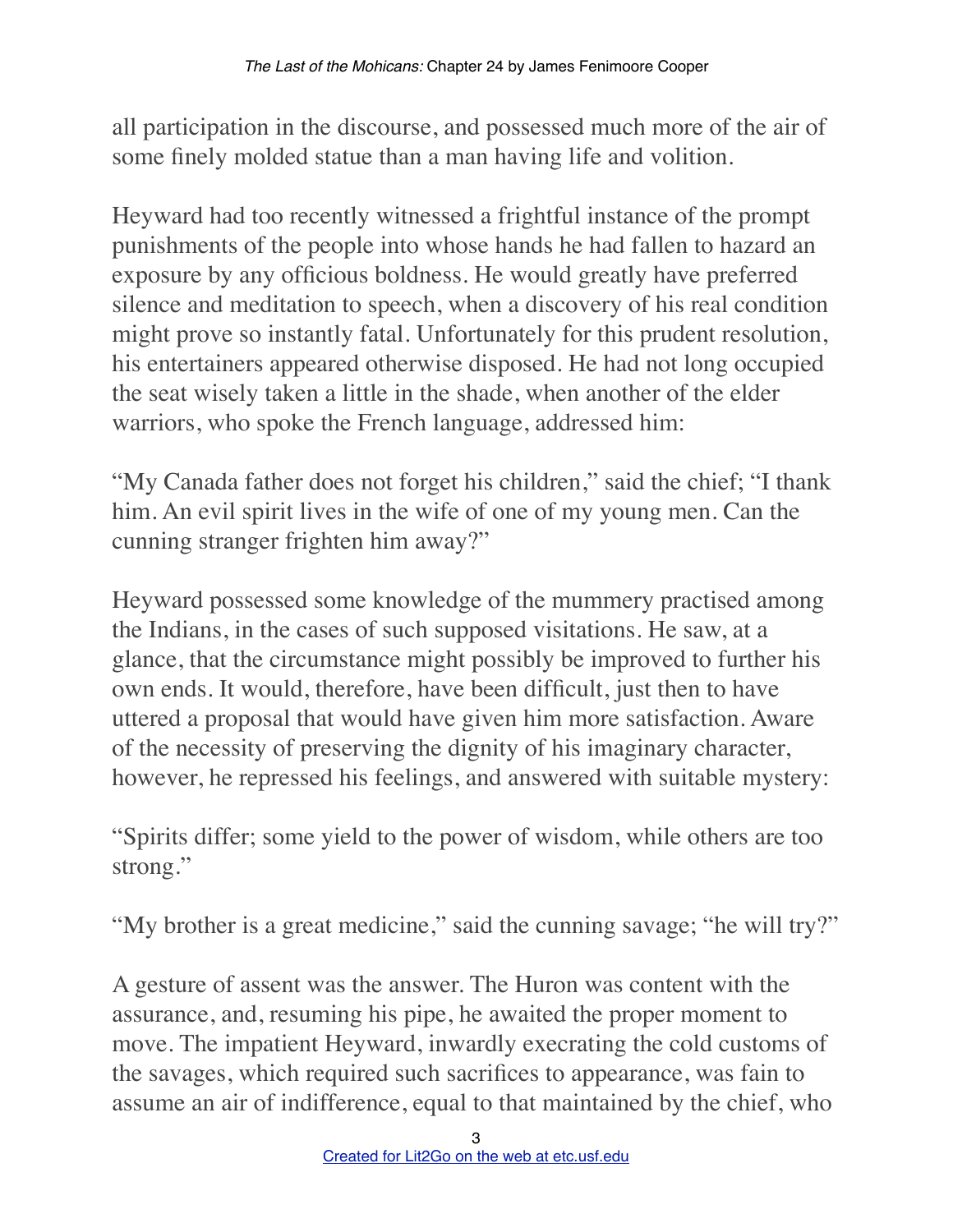all participation in the discourse, and possessed much more of the air of some finely molded statue than a man having life and volition.

Heyward had too recently witnessed a frightful instance of the prompt punishments of the people into whose hands he had fallen to hazard an exposure by any officious boldness. He would greatly have preferred silence and meditation to speech, when a discovery of his real condition might prove so instantly fatal. Unfortunately for this prudent resolution, his entertainers appeared otherwise disposed. He had not long occupied the seat wisely taken a little in the shade, when another of the elder warriors, who spoke the French language, addressed him:

"My Canada father does not forget his children," said the chief; "I thank him. An evil spirit lives in the wife of one of my young men. Can the cunning stranger frighten him away?"

Heyward possessed some knowledge of the mummery practised among the Indians, in the cases of such supposed visitations. He saw, at a glance, that the circumstance might possibly be improved to further his own ends. It would, therefore, have been difficult, just then to have uttered a proposal that would have given him more satisfaction. Aware of the necessity of preserving the dignity of his imaginary character, however, he repressed his feelings, and answered with suitable mystery:

"Spirits differ; some yield to the power of wisdom, while others are too strong."

"My brother is a great medicine," said the cunning savage; "he will try?"

A gesture of assent was the answer. The Huron was content with the assurance, and, resuming his pipe, he awaited the proper moment to move. The impatient Heyward, inwardly execrating the cold customs of the savages, which required such sacrifices to appearance, was fain to assume an air of indifference, equal to that maintained by the chief, who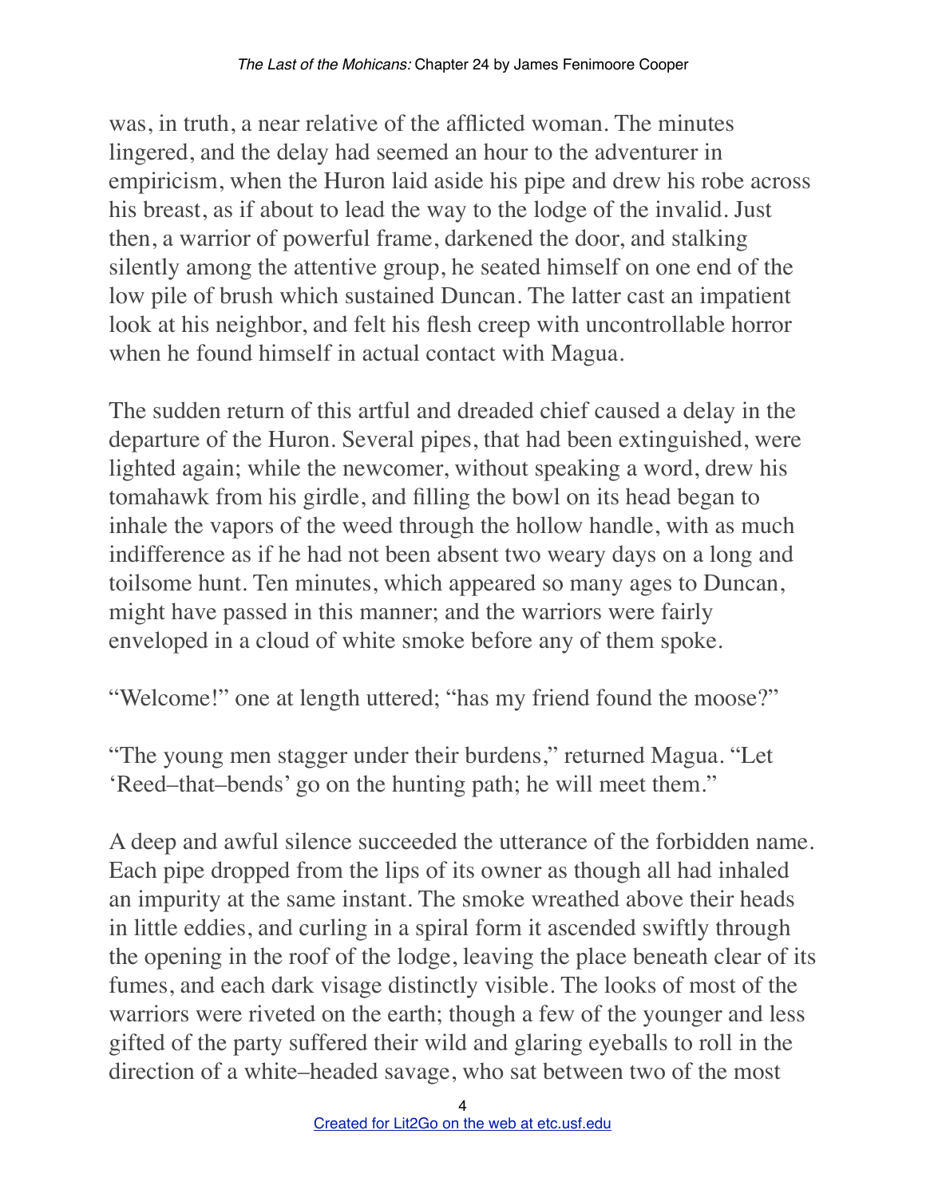was, in truth, a near relative of the afflicted woman. The minutes lingered, and the delay had seemed an hour to the adventurer in empiricism, when the Huron laid aside his pipe and drew his robe across his breast, as if about to lead the way to the lodge of the invalid. Just then, a warrior of powerful frame, darkened the door, and stalking silently among the attentive group, he seated himself on one end of the low pile of brush which sustained Duncan. The latter cast an impatient look at his neighbor, and felt his flesh creep with uncontrollable horror when he found himself in actual contact with Magua.

The sudden return of this artful and dreaded chief caused a delay in the departure of the Huron. Several pipes, that had been extinguished, were lighted again; while the newcomer, without speaking a word, drew his tomahawk from his girdle, and filling the bowl on its head began to inhale the vapors of the weed through the hollow handle, with as much indifference as if he had not been absent two weary days on a long and toilsome hunt. Ten minutes, which appeared so many ages to Duncan, might have passed in this manner; and the warriors were fairly enveloped in a cloud of white smoke before any of them spoke.

"Welcome!" one at length uttered; "has my friend found the moose?"

"The young men stagger under their burdens," returned Magua. "Let 'Reed–that–bends' go on the hunting path; he will meet them."

A deep and awful silence succeeded the utterance of the forbidden name. Each pipe dropped from the lips of its owner as though all had inhaled an impurity at the same instant. The smoke wreathed above their heads in little eddies, and curling in a spiral form it ascended swiftly through the opening in the roof of the lodge, leaving the place beneath clear of its fumes, and each dark visage distinctly visible. The looks of most of the warriors were riveted on the earth; though a few of the younger and less gifted of the party suffered their wild and glaring eyeballs to roll in the direction of a white–headed savage, who sat between two of the most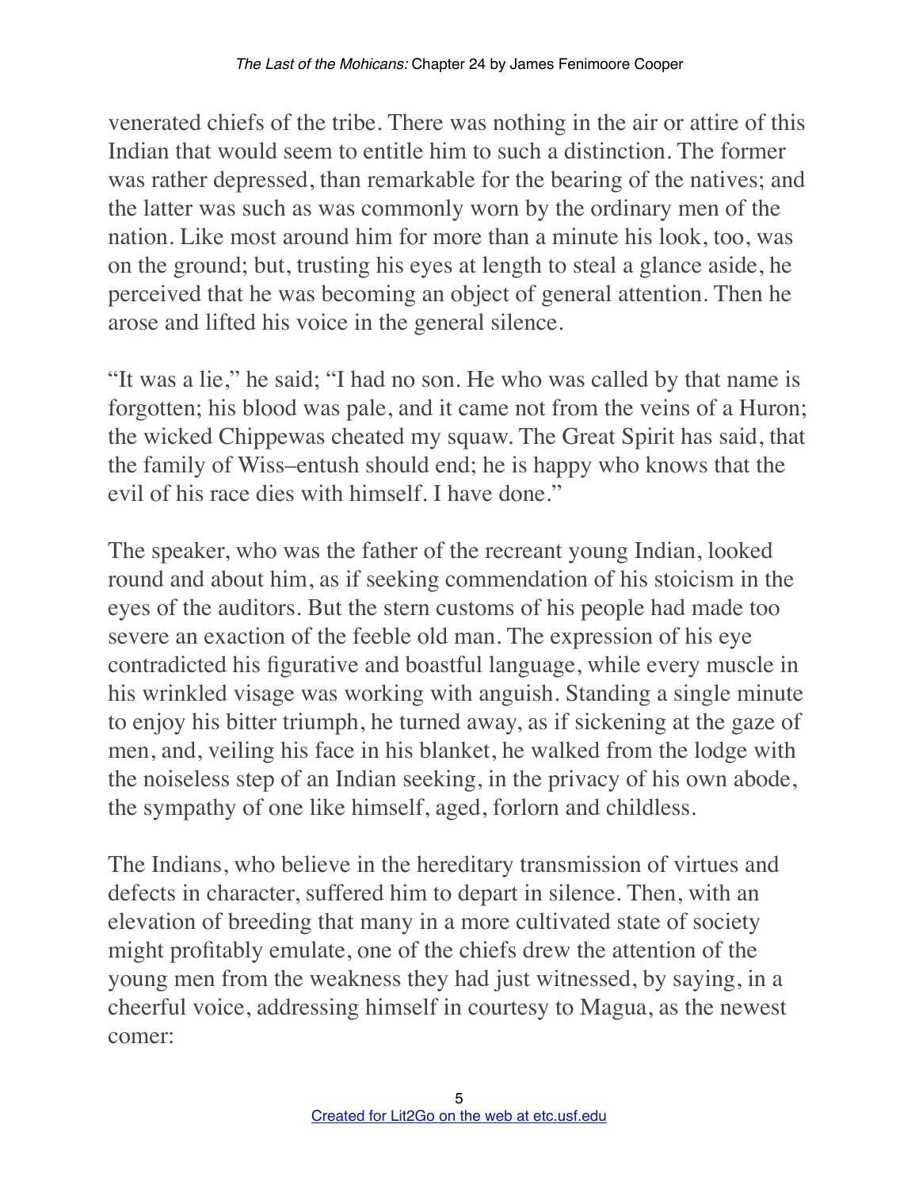venerated chiefs of the tribe. There was nothing in the air or attire of this Indian that would seem to entitle him to such a distinction. The former was rather depressed, than remarkable for the bearing of the natives; and the latter was such as was commonly worn by the ordinary men of the nation. Like most around him for more than a minute his look, too, was on the ground; but, trusting his eyes at length to steal a glance aside, he perceived that he was becoming an object of general attention. Then he arose and lifted his voice in the general silence.

"It was a lie," he said; "I had no son. He who was called by that name is forgotten; his blood was pale, and it came not from the veins of a Huron; the wicked Chippewas cheated my squaw. The Great Spirit has said, that the family of Wiss–entush should end; he is happy who knows that the evil of his race dies with himself. I have done."

The speaker, who was the father of the recreant young Indian, looked round and about him, as if seeking commendation of his stoicism in the eyes of the auditors. But the stern customs of his people had made too severe an exaction of the feeble old man. The expression of his eye contradicted his figurative and boastful language, while every muscle in his wrinkled visage was working with anguish. Standing a single minute to enjoy his bitter triumph, he turned away, as if sickening at the gaze of men, and, veiling his face in his blanket, he walked from the lodge with the noiseless step of an Indian seeking, in the privacy of his own abode, the sympathy of one like himself, aged, forlorn and childless.

The Indians, who believe in the hereditary transmission of virtues and defects in character, suffered him to depart in silence. Then, with an elevation of breeding that many in a more cultivated state of society might profitably emulate, one of the chiefs drew the attention of the young men from the weakness they had just witnessed, by saying, in a cheerful voice, addressing himself in courtesy to Magua, as the newest comer: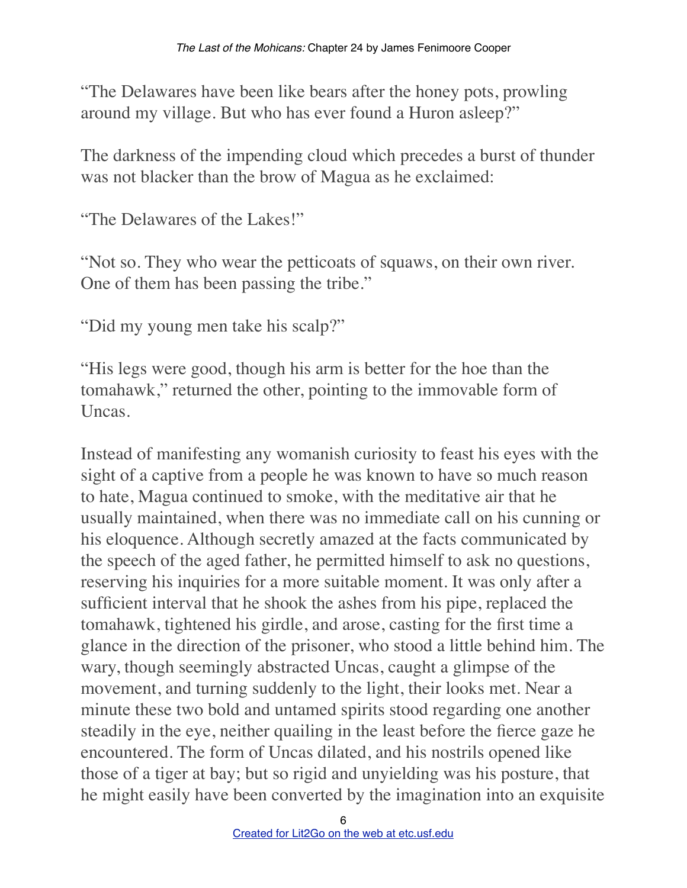"The Delawares have been like bears after the honey pots, prowling around my village. But who has ever found a Huron asleep?"

The darkness of the impending cloud which precedes a burst of thunder was not blacker than the brow of Magua as he exclaimed:

"The Delawares of the Lakes!"

"Not so. They who wear the petticoats of squaws, on their own river. One of them has been passing the tribe."

"Did my young men take his scalp?"

"His legs were good, though his arm is better for the hoe than the tomahawk," returned the other, pointing to the immovable form of Uncas.

Instead of manifesting any womanish curiosity to feast his eyes with the sight of a captive from a people he was known to have so much reason to hate, Magua continued to smoke, with the meditative air that he usually maintained, when there was no immediate call on his cunning or his eloquence. Although secretly amazed at the facts communicated by the speech of the aged father, he permitted himself to ask no questions, reserving his inquiries for a more suitable moment. It was only after a sufficient interval that he shook the ashes from his pipe, replaced the tomahawk, tightened his girdle, and arose, casting for the first time a glance in the direction of the prisoner, who stood a little behind him. The wary, though seemingly abstracted Uncas, caught a glimpse of the movement, and turning suddenly to the light, their looks met. Near a minute these two bold and untamed spirits stood regarding one another steadily in the eye, neither quailing in the least before the fierce gaze he encountered. The form of Uncas dilated, and his nostrils opened like those of a tiger at bay; but so rigid and unyielding was his posture, that he might easily have been converted by the imagination into an exquisite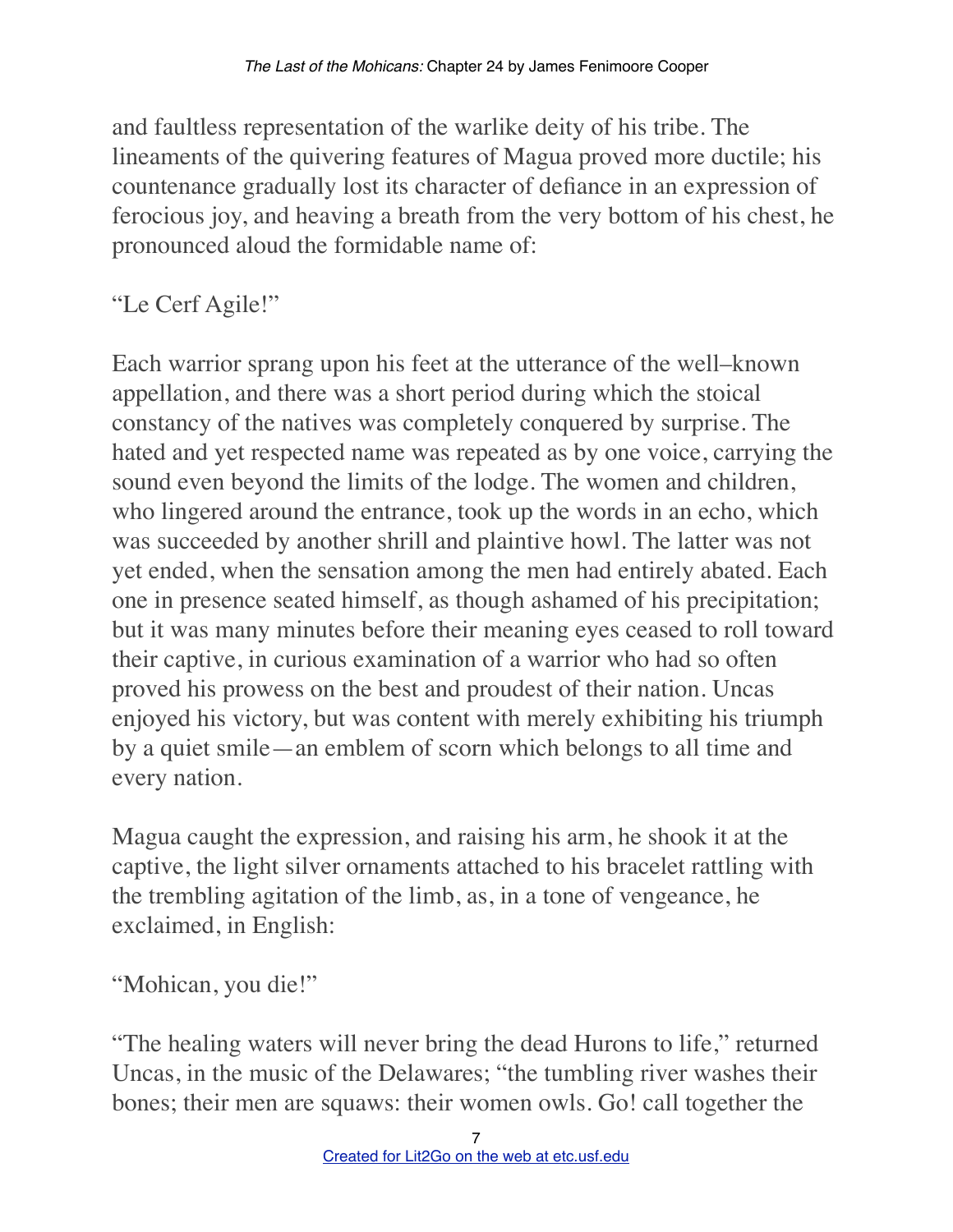and faultless representation of the warlike deity of his tribe. The lineaments of the quivering features of Magua proved more ductile; his countenance gradually lost its character of defiance in an expression of ferocious joy, and heaving a breath from the very bottom of his chest, he pronounced aloud the formidable name of:

"Le Cerf Agile!"

Each warrior sprang upon his feet at the utterance of the well–known appellation, and there was a short period during which the stoical constancy of the natives was completely conquered by surprise. The hated and yet respected name was repeated as by one voice, carrying the sound even beyond the limits of the lodge. The women and children, who lingered around the entrance, took up the words in an echo, which was succeeded by another shrill and plaintive howl. The latter was not yet ended, when the sensation among the men had entirely abated. Each one in presence seated himself, as though ashamed of his precipitation; but it was many minutes before their meaning eyes ceased to roll toward their captive, in curious examination of a warrior who had so often proved his prowess on the best and proudest of their nation. Uncas enjoyed his victory, but was content with merely exhibiting his triumph by a quiet smile—an emblem of scorn which belongs to all time and every nation.

Magua caught the expression, and raising his arm, he shook it at the captive, the light silver ornaments attached to his bracelet rattling with the trembling agitation of the limb, as, in a tone of vengeance, he exclaimed, in English:

"Mohican, you die!"

"The healing waters will never bring the dead Hurons to life," returned Uncas, in the music of the Delawares; "the tumbling river washes their bones; their men are squaws: their women owls. Go! call together the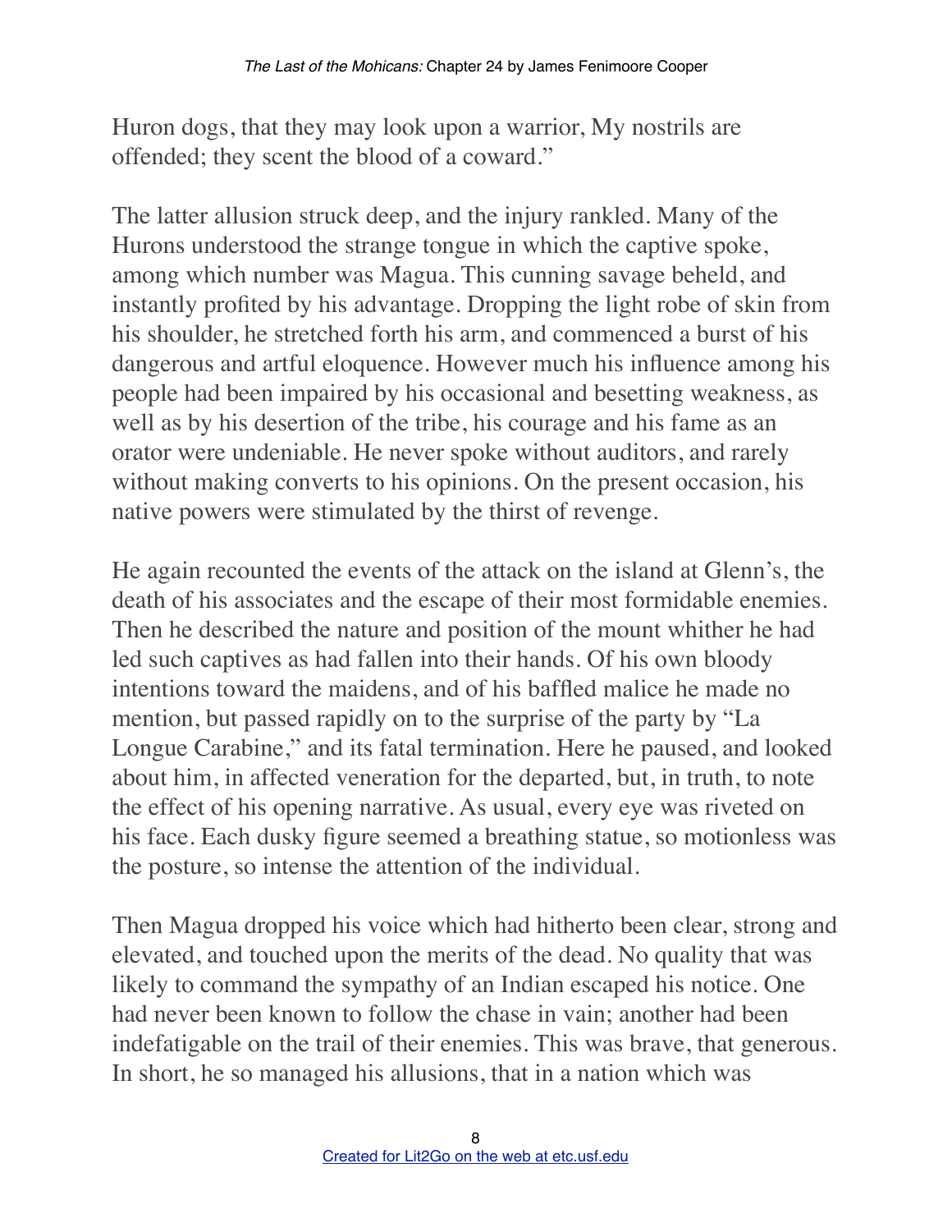Huron dogs, that they may look upon a warrior, My nostrils are offended; they scent the blood of a coward."

The latter allusion struck deep, and the injury rankled. Many of the Hurons understood the strange tongue in which the captive spoke, among which number was Magua. This cunning savage beheld, and instantly profited by his advantage. Dropping the light robe of skin from his shoulder, he stretched forth his arm, and commenced a burst of his dangerous and artful eloquence. However much his influence among his people had been impaired by his occasional and besetting weakness, as well as by his desertion of the tribe, his courage and his fame as an orator were undeniable. He never spoke without auditors, and rarely without making converts to his opinions. On the present occasion, his native powers were stimulated by the thirst of revenge.

He again recounted the events of the attack on the island at Glenn's, the death of his associates and the escape of their most formidable enemies. Then he described the nature and position of the mount whither he had led such captives as had fallen into their hands. Of his own bloody intentions toward the maidens, and of his baffled malice he made no mention, but passed rapidly on to the surprise of the party by "La Longue Carabine," and its fatal termination. Here he paused, and looked about him, in affected veneration for the departed, but, in truth, to note the effect of his opening narrative. As usual, every eye was riveted on his face. Each dusky figure seemed a breathing statue, so motionless was the posture, so intense the attention of the individual.

Then Magua dropped his voice which had hitherto been clear, strong and elevated, and touched upon the merits of the dead. No quality that was likely to command the sympathy of an Indian escaped his notice. One had never been known to follow the chase in vain; another had been indefatigable on the trail of their enemies. This was brave, that generous. In short, he so managed his allusions, that in a nation which was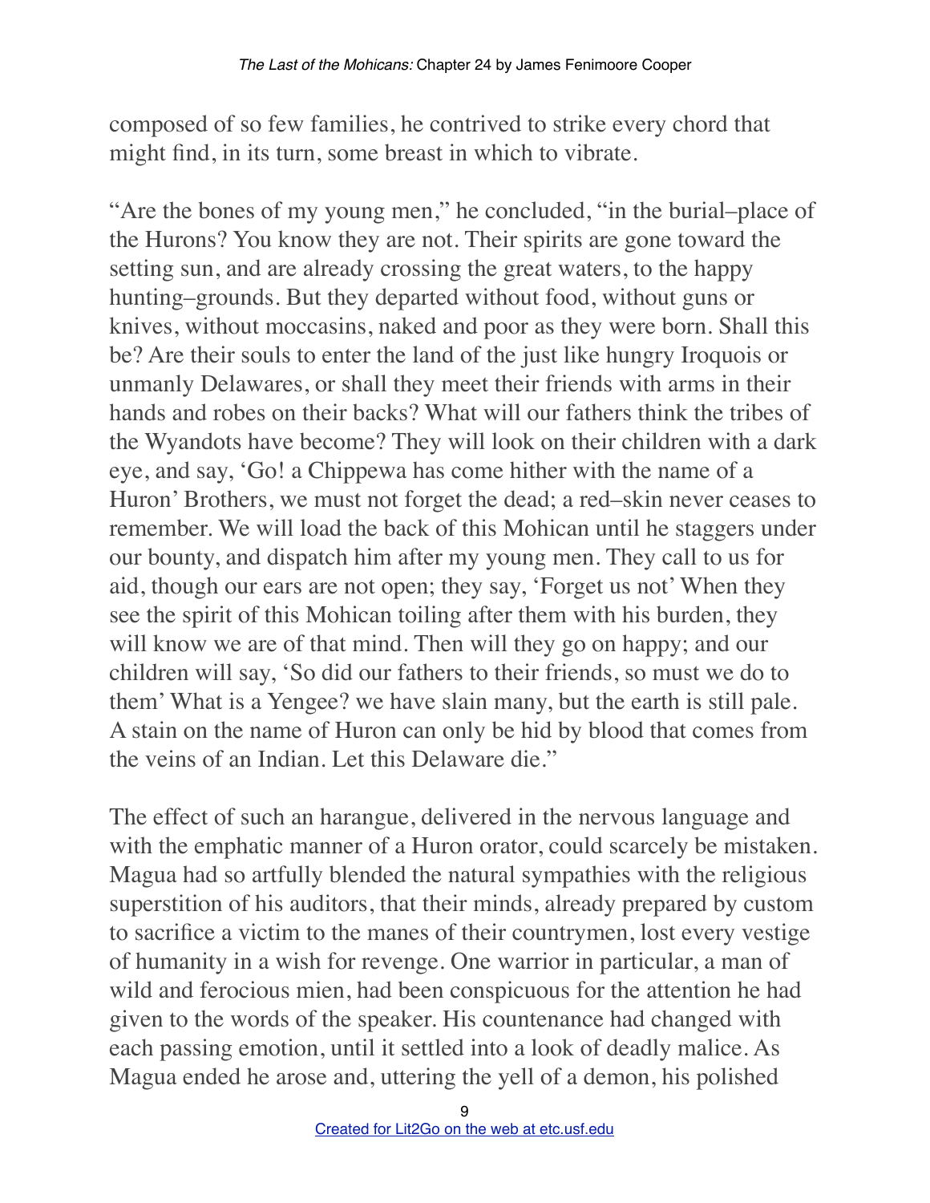composed of so few families, he contrived to strike every chord that might find, in its turn, some breast in which to vibrate.

"Are the bones of my young men," he concluded, "in the burial–place of the Hurons? You know they are not. Their spirits are gone toward the setting sun, and are already crossing the great waters, to the happy hunting–grounds. But they departed without food, without guns or knives, without moccasins, naked and poor as they were born. Shall this be? Are their souls to enter the land of the just like hungry Iroquois or unmanly Delawares, or shall they meet their friends with arms in their hands and robes on their backs? What will our fathers think the tribes of the Wyandots have become? They will look on their children with a dark eye, and say, 'Go! a Chippewa has come hither with the name of a Huron' Brothers, we must not forget the dead; a red–skin never ceases to remember. We will load the back of this Mohican until he staggers under our bounty, and dispatch him after my young men. They call to us for aid, though our ears are not open; they say, 'Forget us not' When they see the spirit of this Mohican toiling after them with his burden, they will know we are of that mind. Then will they go on happy; and our children will say, 'So did our fathers to their friends, so must we do to them' What is a Yengee? we have slain many, but the earth is still pale. A stain on the name of Huron can only be hid by blood that comes from the veins of an Indian. Let this Delaware die."

The effect of such an harangue, delivered in the nervous language and with the emphatic manner of a Huron orator, could scarcely be mistaken. Magua had so artfully blended the natural sympathies with the religious superstition of his auditors, that their minds, already prepared by custom to sacrifice a victim to the manes of their countrymen, lost every vestige of humanity in a wish for revenge. One warrior in particular, a man of wild and ferocious mien, had been conspicuous for the attention he had given to the words of the speaker. His countenance had changed with each passing emotion, until it settled into a look of deadly malice. As Magua ended he arose and, uttering the yell of a demon, his polished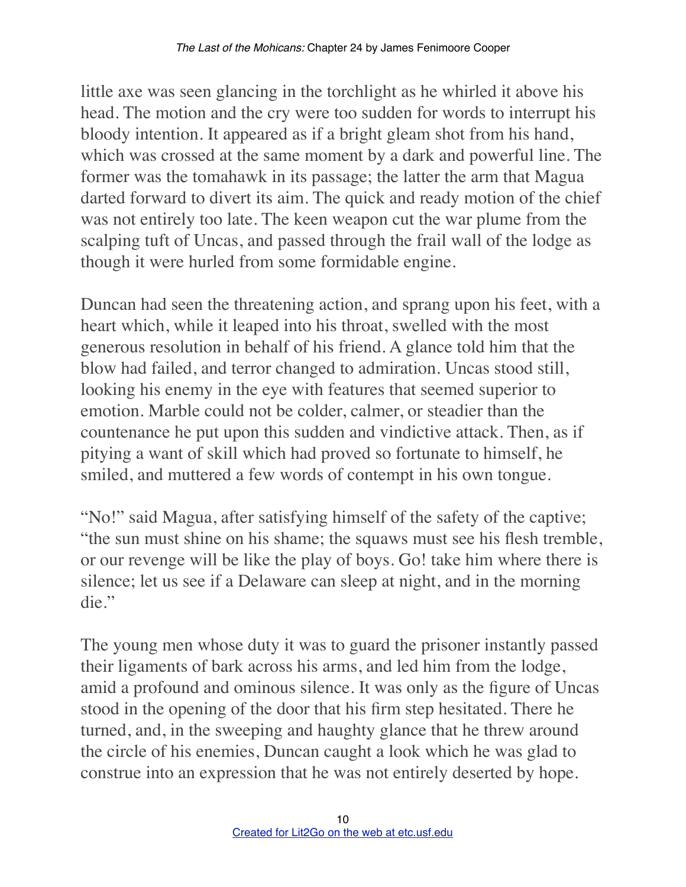little axe was seen glancing in the torchlight as he whirled it above his head. The motion and the cry were too sudden for words to interrupt his bloody intention. It appeared as if a bright gleam shot from his hand, which was crossed at the same moment by a dark and powerful line. The former was the tomahawk in its passage; the latter the arm that Magua darted forward to divert its aim. The quick and ready motion of the chief was not entirely too late. The keen weapon cut the war plume from the scalping tuft of Uncas, and passed through the frail wall of the lodge as though it were hurled from some formidable engine.

Duncan had seen the threatening action, and sprang upon his feet, with a heart which, while it leaped into his throat, swelled with the most generous resolution in behalf of his friend. A glance told him that the blow had failed, and terror changed to admiration. Uncas stood still, looking his enemy in the eye with features that seemed superior to emotion. Marble could not be colder, calmer, or steadier than the countenance he put upon this sudden and vindictive attack. Then, as if pitying a want of skill which had proved so fortunate to himself, he smiled, and muttered a few words of contempt in his own tongue.

"No!" said Magua, after satisfying himself of the safety of the captive; "the sun must shine on his shame; the squaws must see his flesh tremble, or our revenge will be like the play of boys. Go! take him where there is silence; let us see if a Delaware can sleep at night, and in the morning die."

The young men whose duty it was to guard the prisoner instantly passed their ligaments of bark across his arms, and led him from the lodge, amid a profound and ominous silence. It was only as the figure of Uncas stood in the opening of the door that his firm step hesitated. There he turned, and, in the sweeping and haughty glance that he threw around the circle of his enemies, Duncan caught a look which he was glad to construe into an expression that he was not entirely deserted by hope.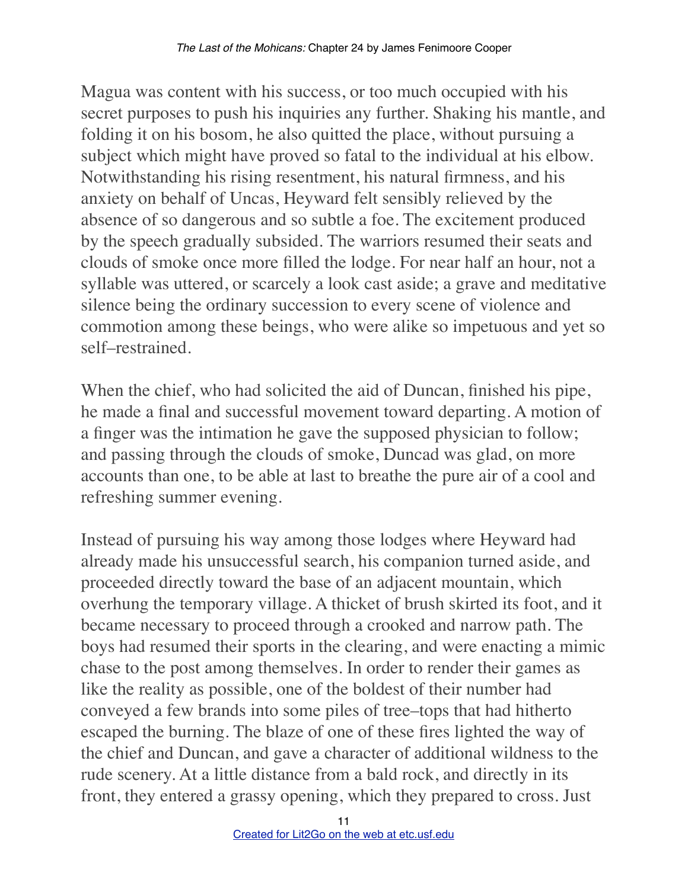Magua was content with his success, or too much occupied with his secret purposes to push his inquiries any further. Shaking his mantle, and folding it on his bosom, he also quitted the place, without pursuing a subject which might have proved so fatal to the individual at his elbow. Notwithstanding his rising resentment, his natural firmness, and his anxiety on behalf of Uncas, Heyward felt sensibly relieved by the absence of so dangerous and so subtle a foe. The excitement produced by the speech gradually subsided. The warriors resumed their seats and clouds of smoke once more filled the lodge. For near half an hour, not a syllable was uttered, or scarcely a look cast aside; a grave and meditative silence being the ordinary succession to every scene of violence and commotion among these beings, who were alike so impetuous and yet so self–restrained.

When the chief, who had solicited the aid of Duncan, finished his pipe, he made a final and successful movement toward departing. A motion of a finger was the intimation he gave the supposed physician to follow; and passing through the clouds of smoke, Duncad was glad, on more accounts than one, to be able at last to breathe the pure air of a cool and refreshing summer evening.

Instead of pursuing his way among those lodges where Heyward had already made his unsuccessful search, his companion turned aside, and proceeded directly toward the base of an adjacent mountain, which overhung the temporary village. A thicket of brush skirted its foot, and it became necessary to proceed through a crooked and narrow path. The boys had resumed their sports in the clearing, and were enacting a mimic chase to the post among themselves. In order to render their games as like the reality as possible, one of the boldest of their number had conveyed a few brands into some piles of tree–tops that had hitherto escaped the burning. The blaze of one of these fires lighted the way of the chief and Duncan, and gave a character of additional wildness to the rude scenery. At a little distance from a bald rock, and directly in its front, they entered a grassy opening, which they prepared to cross. Just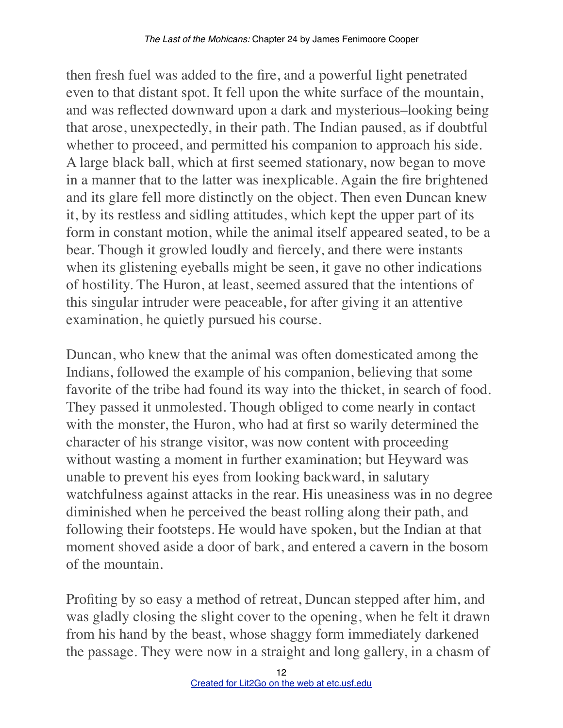then fresh fuel was added to the fire, and a powerful light penetrated even to that distant spot. It fell upon the white surface of the mountain, and was reflected downward upon a dark and mysterious–looking being that arose, unexpectedly, in their path. The Indian paused, as if doubtful whether to proceed, and permitted his companion to approach his side. A large black ball, which at first seemed stationary, now began to move in a manner that to the latter was inexplicable. Again the fire brightened and its glare fell more distinctly on the object. Then even Duncan knew it, by its restless and sidling attitudes, which kept the upper part of its form in constant motion, while the animal itself appeared seated, to be a bear. Though it growled loudly and fiercely, and there were instants when its glistening eyeballs might be seen, it gave no other indications of hostility. The Huron, at least, seemed assured that the intentions of this singular intruder were peaceable, for after giving it an attentive examination, he quietly pursued his course.

Duncan, who knew that the animal was often domesticated among the Indians, followed the example of his companion, believing that some favorite of the tribe had found its way into the thicket, in search of food. They passed it unmolested. Though obliged to come nearly in contact with the monster, the Huron, who had at first so warily determined the character of his strange visitor, was now content with proceeding without wasting a moment in further examination; but Heyward was unable to prevent his eyes from looking backward, in salutary watchfulness against attacks in the rear. His uneasiness was in no degree diminished when he perceived the beast rolling along their path, and following their footsteps. He would have spoken, but the Indian at that moment shoved aside a door of bark, and entered a cavern in the bosom of the mountain.

Profiting by so easy a method of retreat, Duncan stepped after him, and was gladly closing the slight cover to the opening, when he felt it drawn from his hand by the beast, whose shaggy form immediately darkened the passage. They were now in a straight and long gallery, in a chasm of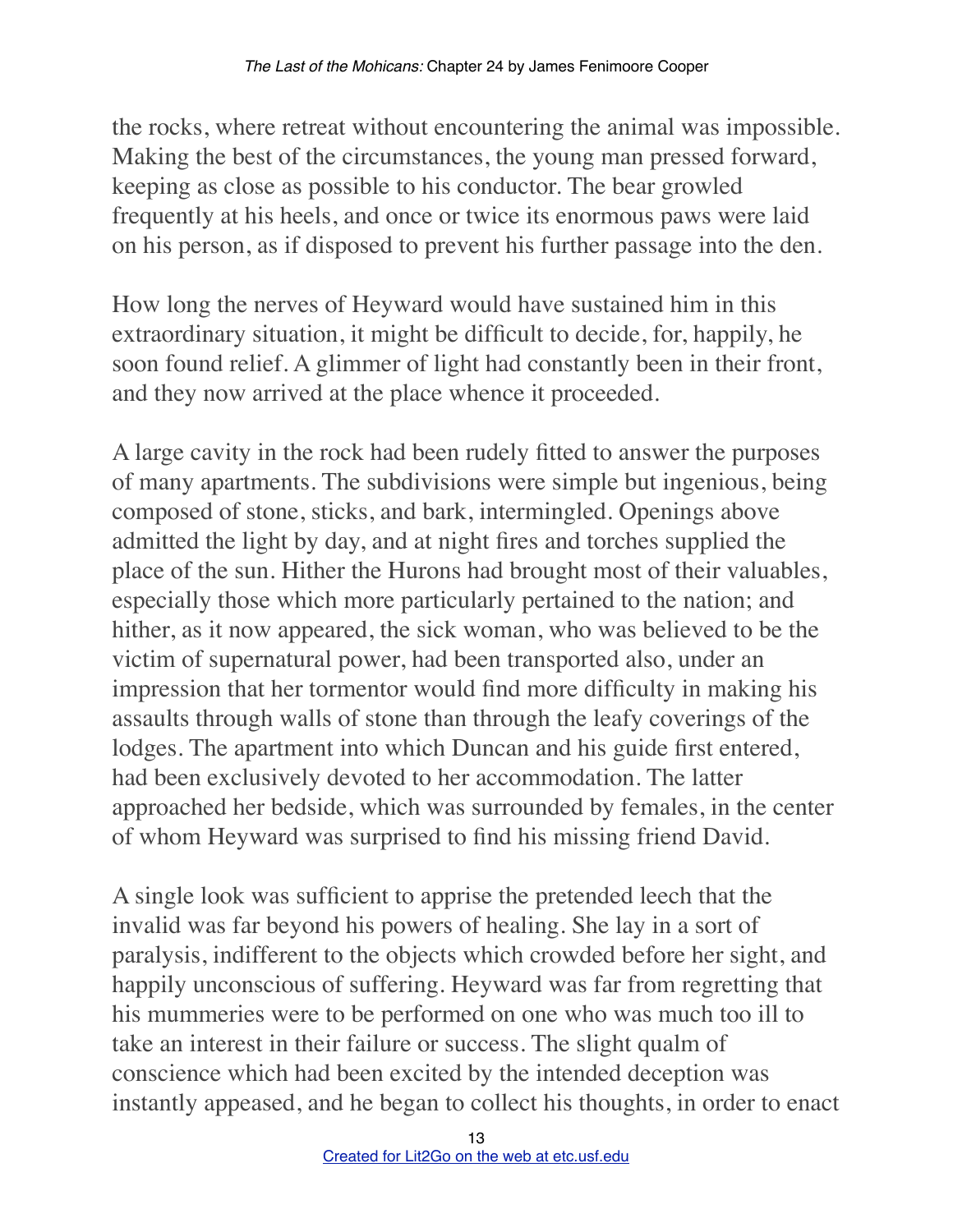the rocks, where retreat without encountering the animal was impossible. Making the best of the circumstances, the young man pressed forward, keeping as close as possible to his conductor. The bear growled frequently at his heels, and once or twice its enormous paws were laid on his person, as if disposed to prevent his further passage into the den.

How long the nerves of Heyward would have sustained him in this extraordinary situation, it might be difficult to decide, for, happily, he soon found relief. A glimmer of light had constantly been in their front, and they now arrived at the place whence it proceeded.

A large cavity in the rock had been rudely fitted to answer the purposes of many apartments. The subdivisions were simple but ingenious, being composed of stone, sticks, and bark, intermingled. Openings above admitted the light by day, and at night fires and torches supplied the place of the sun. Hither the Hurons had brought most of their valuables, especially those which more particularly pertained to the nation; and hither, as it now appeared, the sick woman, who was believed to be the victim of supernatural power, had been transported also, under an impression that her tormentor would find more difficulty in making his assaults through walls of stone than through the leafy coverings of the lodges. The apartment into which Duncan and his guide first entered, had been exclusively devoted to her accommodation. The latter approached her bedside, which was surrounded by females, in the center of whom Heyward was surprised to find his missing friend David.

A single look was sufficient to apprise the pretended leech that the invalid was far beyond his powers of healing. She lay in a sort of paralysis, indifferent to the objects which crowded before her sight, and happily unconscious of suffering. Heyward was far from regretting that his mummeries were to be performed on one who was much too ill to take an interest in their failure or success. The slight qualm of conscience which had been excited by the intended deception was instantly appeased, and he began to collect his thoughts, in order to enact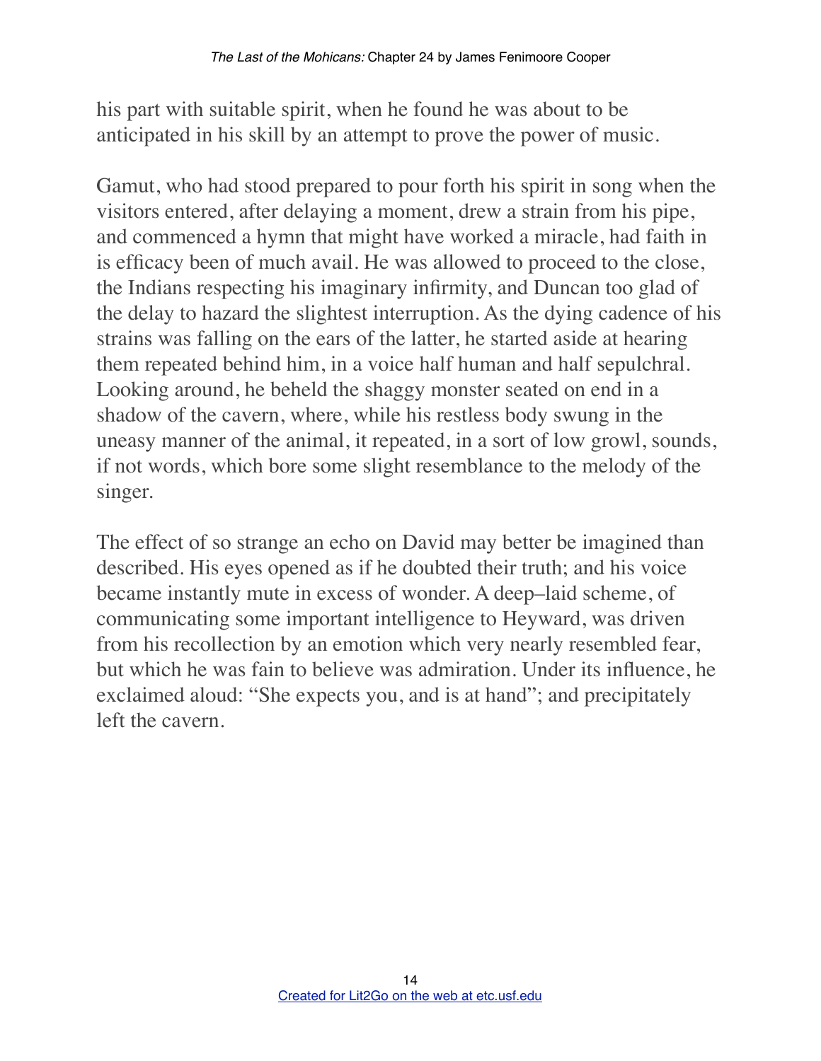his part with suitable spirit, when he found he was about to be anticipated in his skill by an attempt to prove the power of music.

Gamut, who had stood prepared to pour forth his spirit in song when the visitors entered, after delaying a moment, drew a strain from his pipe, and commenced a hymn that might have worked a miracle, had faith in is efficacy been of much avail. He was allowed to proceed to the close, the Indians respecting his imaginary infirmity, and Duncan too glad of the delay to hazard the slightest interruption. As the dying cadence of his strains was falling on the ears of the latter, he started aside at hearing them repeated behind him, in a voice half human and half sepulchral. Looking around, he beheld the shaggy monster seated on end in a shadow of the cavern, where, while his restless body swung in the uneasy manner of the animal, it repeated, in a sort of low growl, sounds, if not words, which bore some slight resemblance to the melody of the singer.

The effect of so strange an echo on David may better be imagined than described. His eyes opened as if he doubted their truth; and his voice became instantly mute in excess of wonder. A deep–laid scheme, of communicating some important intelligence to Heyward, was driven from his recollection by an emotion which very nearly resembled fear, but which he was fain to believe was admiration. Under its influence, he exclaimed aloud: "She expects you, and is at hand"; and precipitately left the cavern.